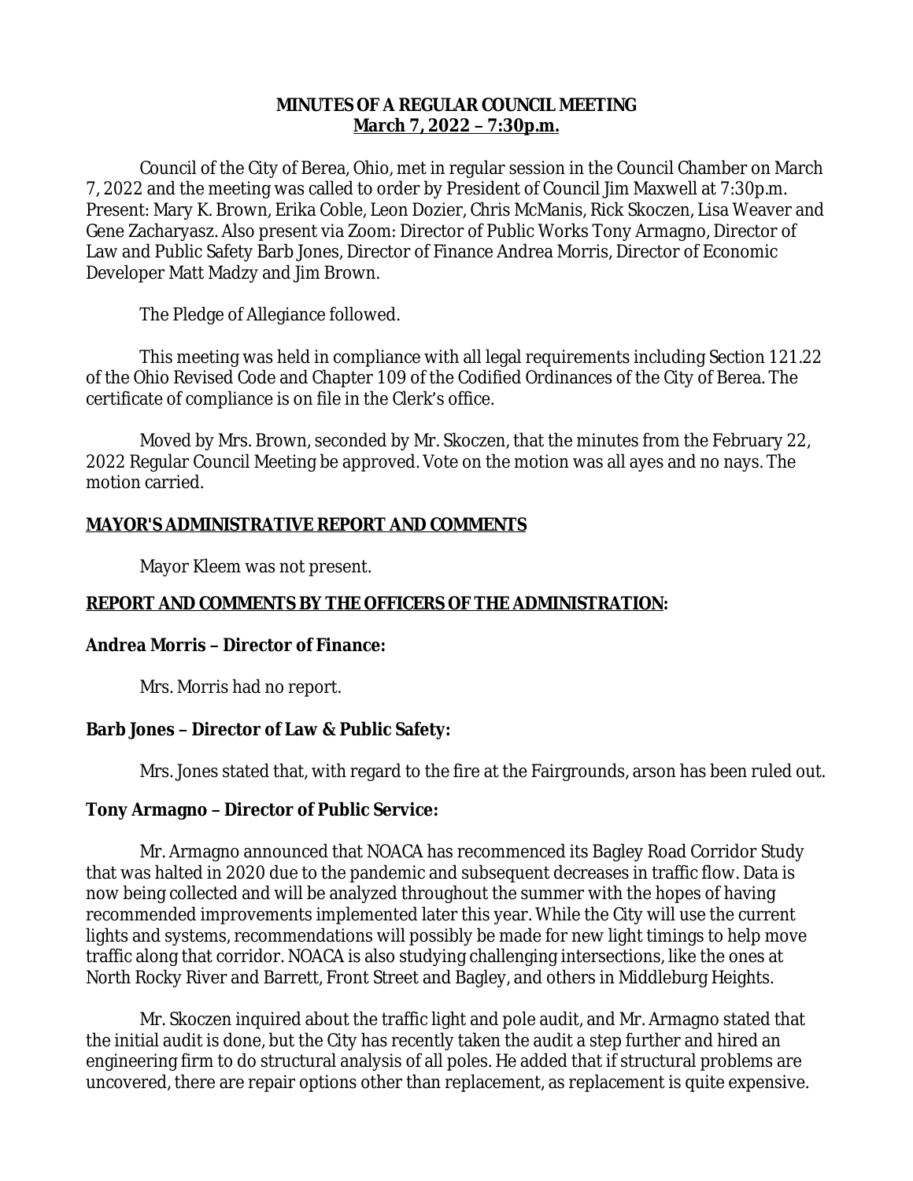**MINUTES OF A REGULAR COUNCIL MEETING**
**March 7, 2022 – 7:30p.m.**

Council of the City of Berea, Ohio, met in regular session in the Council Chamber on March 7, 2022 and the meeting was called to order by President of Council Jim Maxwell at 7:30p.m. Present: Mary K. Brown, Erika Coble, Leon Dozier, Chris McManis, Rick Skoczen, Lisa Weaver and Gene Zacharyasz. Also present via Zoom: Director of Public Works Tony Armagno, Director of Law and Public Safety Barb Jones, Director of Finance Andrea Morris, Director of Economic Developer Matt Madzy and Jim Brown.

The Pledge of Allegiance followed.

This meeting was held in compliance with all legal requirements including Section 121.22 of the Ohio Revised Code and Chapter 109 of the Codified Ordinances of the City of Berea. The certificate of compliance is on file in the Clerk's office.

Moved by Mrs. Brown, seconded by Mr. Skoczen, that the minutes from the February 22, 2022 Regular Council Meeting be approved. Vote on the motion was all ayes and no nays. The motion carried.

**MAYOR'S ADMINISTRATIVE REPORT AND COMMENTS**

Mayor Kleem was not present.

**REPORT AND COMMENTS BY THE OFFICERS OF THE ADMINISTRATION:**

**Andrea Morris – Director of Finance:**

Mrs. Morris had no report.

**Barb Jones – Director of Law & Public Safety:**

Mrs. Jones stated that, with regard to the fire at the Fairgrounds, arson has been ruled out.

**Tony Armagno – Director of Public Service:**

Mr. Armagno announced that NOACA has recommenced its Bagley Road Corridor Study that was halted in 2020 due to the pandemic and subsequent decreases in traffic flow. Data is now being collected and will be analyzed throughout the summer with the hopes of having recommended improvements implemented later this year. While the City will use the current lights and systems, recommendations will possibly be made for new light timings to help move traffic along that corridor. NOACA is also studying challenging intersections, like the ones at North Rocky River and Barrett, Front Street and Bagley, and others in Middleburg Heights.

Mr. Skoczen inquired about the traffic light and pole audit, and Mr. Armagno stated that the initial audit is done, but the City has recently taken the audit a step further and hired an engineering firm to do structural analysis of all poles. He added that if structural problems are uncovered, there are repair options other than replacement, as replacement is quite expensive.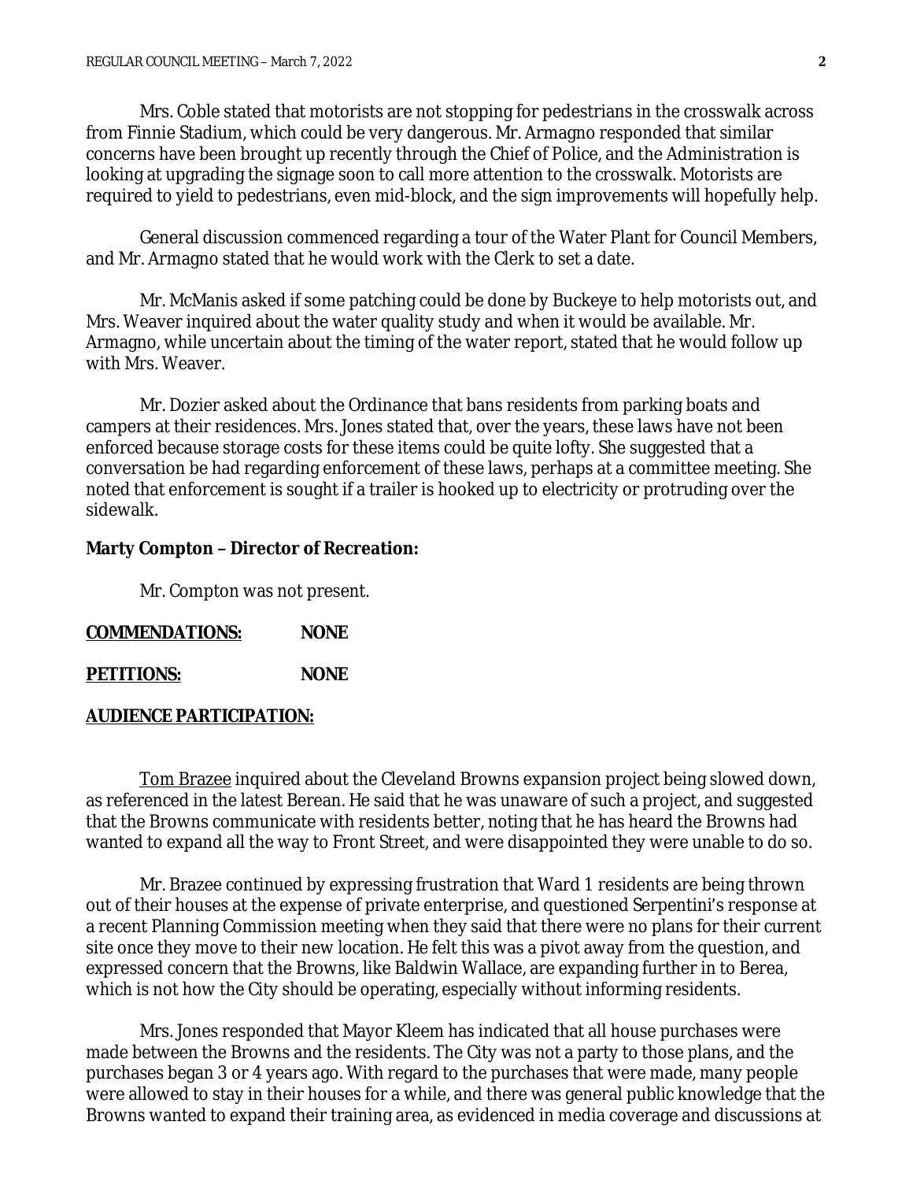Mrs. Coble stated that motorists are not stopping for pedestrians in the crosswalk across from Finnie Stadium, which could be very dangerous. Mr. Armagno responded that similar concerns have been brought up recently through the Chief of Police, and the Administration is looking at upgrading the signage soon to call more attention to the crosswalk. Motorists are required to yield to pedestrians, even mid-block, and the sign improvements will hopefully help.

General discussion commenced regarding a tour of the Water Plant for Council Members, and Mr. Armagno stated that he would work with the Clerk to set a date.

Mr. McManis asked if some patching could be done by Buckeye to help motorists out, and Mrs. Weaver inquired about the water quality study and when it would be available. Mr. Armagno, while uncertain about the timing of the water report, stated that he would follow up with Mrs. Weaver.

Mr. Dozier asked about the Ordinance that bans residents from parking boats and campers at their residences. Mrs. Jones stated that, over the years, these laws have not been enforced because storage costs for these items could be quite lofty. She suggested that a conversation be had regarding enforcement of these laws, perhaps at a committee meeting. She noted that enforcement is sought if a trailer is hooked up to electricity or protruding over the sidewalk.

**Marty Compton – Director of Recreation:**

Mr. Compton was not present.

**COMMENDATIONS:** **NONE**

**PETITIONS:** **NONE**

**AUDIENCE PARTICIPATION:**

Tom Brazee inquired about the Cleveland Browns expansion project being slowed down, as referenced in the latest Berean. He said that he was unaware of such a project, and suggested that the Browns communicate with residents better, noting that he has heard the Browns had wanted to expand all the way to Front Street, and were disappointed they were unable to do so.

Mr. Brazee continued by expressing frustration that Ward 1 residents are being thrown out of their houses at the expense of private enterprise, and questioned Serpentini's response at a recent Planning Commission meeting when they said that there were no plans for their current site once they move to their new location. He felt this was a pivot away from the question, and expressed concern that the Browns, like Baldwin Wallace, are expanding further in to Berea, which is not how the City should be operating, especially without informing residents.

Mrs. Jones responded that Mayor Kleem has indicated that all house purchases were made between the Browns and the residents. The City was not a party to those plans, and the purchases began 3 or 4 years ago. With regard to the purchases that were made, many people were allowed to stay in their houses for a while, and there was general public knowledge that the Browns wanted to expand their training area, as evidenced in media coverage and discussions at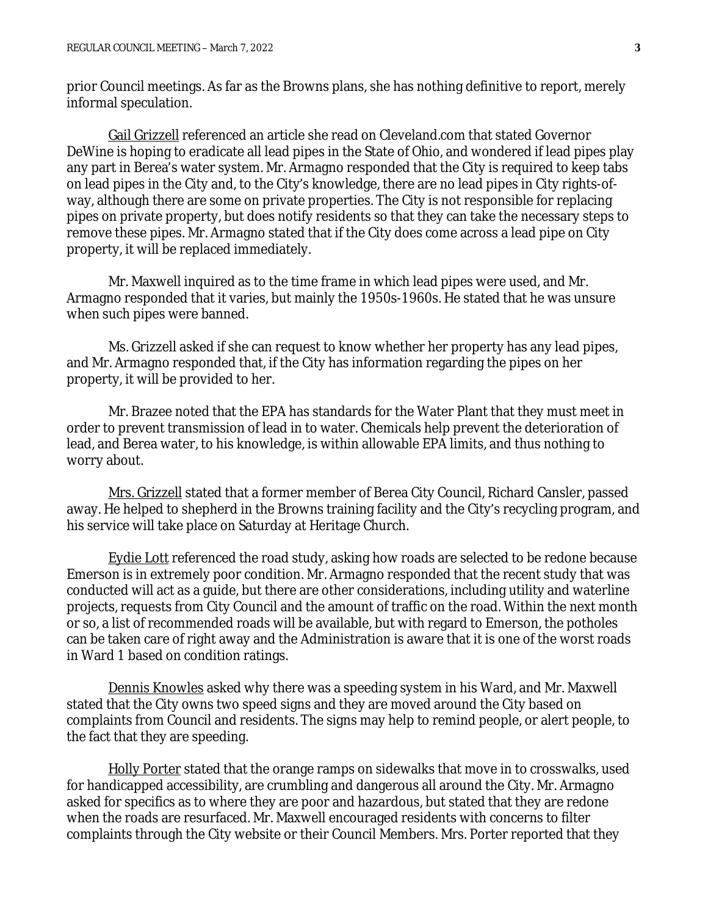prior Council meetings. As far as the Browns plans, she has nothing definitive to report, merely informal speculation.

Gail Grizzell referenced an article she read on Cleveland.com that stated Governor DeWine is hoping to eradicate all lead pipes in the State of Ohio, and wondered if lead pipes play any part in Berea's water system. Mr. Armagno responded that the City is required to keep tabs on lead pipes in the City and, to the City's knowledge, there are no lead pipes in City rights-of-way, although there are some on private properties. The City is not responsible for replacing pipes on private property, but does notify residents so that they can take the necessary steps to remove these pipes. Mr. Armagno stated that if the City does come across a lead pipe on City property, it will be replaced immediately.

Mr. Maxwell inquired as to the time frame in which lead pipes were used, and Mr. Armagno responded that it varies, but mainly the 1950s-1960s. He stated that he was unsure when such pipes were banned.

Ms. Grizzell asked if she can request to know whether her property has any lead pipes, and Mr. Armagno responded that, if the City has information regarding the pipes on her property, it will be provided to her.

Mr. Brazee noted that the EPA has standards for the Water Plant that they must meet in order to prevent transmission of lead in to water. Chemicals help prevent the deterioration of lead, and Berea water, to his knowledge, is within allowable EPA limits, and thus nothing to worry about.

Mrs. Grizzell stated that a former member of Berea City Council, Richard Cansler, passed away. He helped to shepherd in the Browns training facility and the City's recycling program, and his service will take place on Saturday at Heritage Church.

Eydie Lott referenced the road study, asking how roads are selected to be redone because Emerson is in extremely poor condition. Mr. Armagno responded that the recent study that was conducted will act as a guide, but there are other considerations, including utility and waterline projects, requests from City Council and the amount of traffic on the road. Within the next month or so, a list of recommended roads will be available, but with regard to Emerson, the potholes can be taken care of right away and the Administration is aware that it is one of the worst roads in Ward 1 based on condition ratings.

Dennis Knowles asked why there was a speeding system in his Ward, and Mr. Maxwell stated that the City owns two speed signs and they are moved around the City based on complaints from Council and residents. The signs may help to remind people, or alert people, to the fact that they are speeding.

Holly Porter stated that the orange ramps on sidewalks that move in to crosswalks, used for handicapped accessibility, are crumbling and dangerous all around the City. Mr. Armagno asked for specifics as to where they are poor and hazardous, but stated that they are redone when the roads are resurfaced. Mr. Maxwell encouraged residents with concerns to filter complaints through the City website or their Council Members. Mrs. Porter reported that they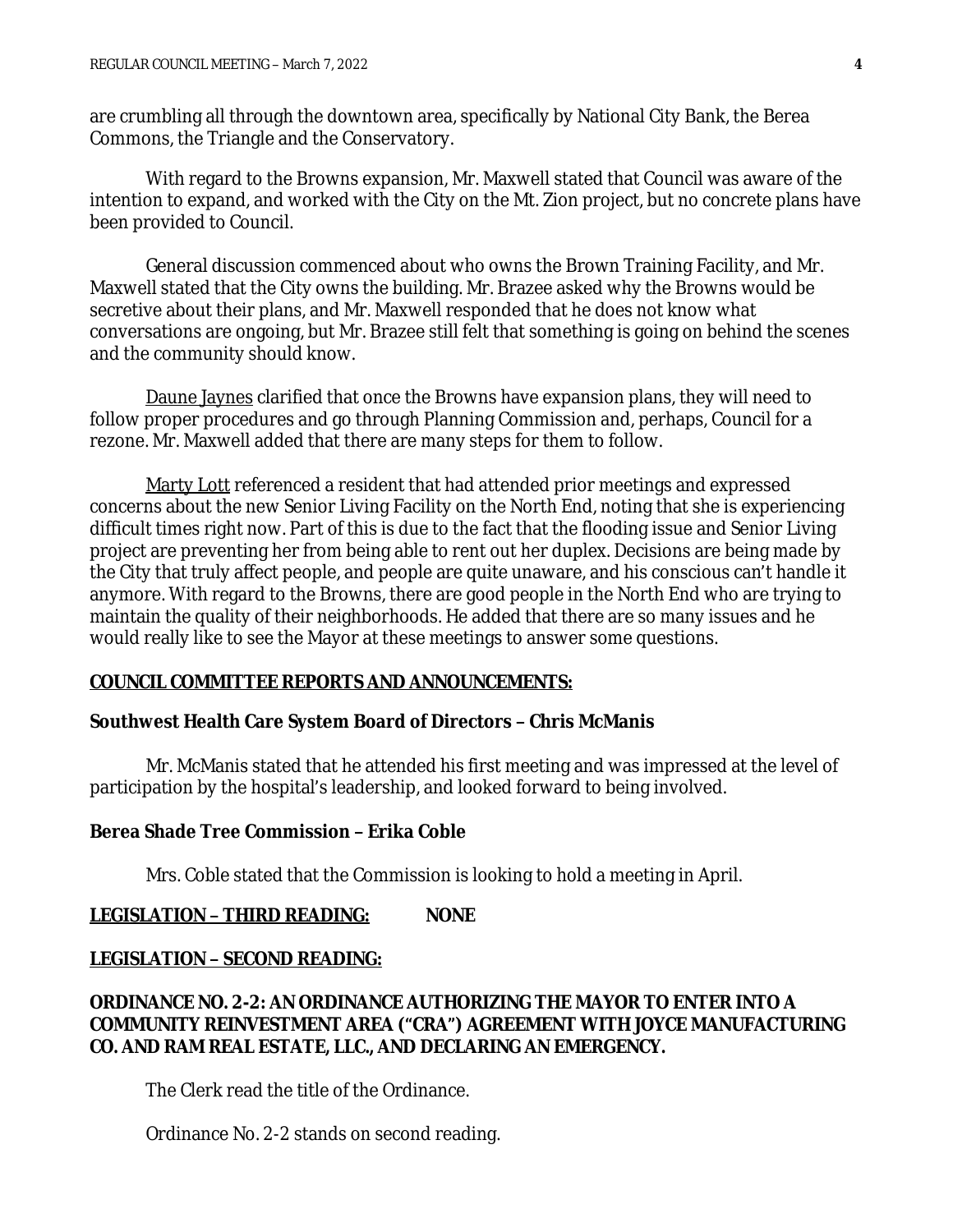are crumbling all through the downtown area, specifically by National City Bank, the Berea Commons, the Triangle and the Conservatory.

With regard to the Browns expansion, Mr. Maxwell stated that Council was aware of the intention to expand, and worked with the City on the Mt. Zion project, but no concrete plans have been provided to Council.

General discussion commenced about who owns the Brown Training Facility, and Mr. Maxwell stated that the City owns the building. Mr. Brazee asked why the Browns would be secretive about their plans, and Mr. Maxwell responded that he does not know what conversations are ongoing, but Mr. Brazee still felt that something is going on behind the scenes and the community should know.

Daune Jaynes clarified that once the Browns have expansion plans, they will need to follow proper procedures and go through Planning Commission and, perhaps, Council for a rezone. Mr. Maxwell added that there are many steps for them to follow.

Marty Lott referenced a resident that had attended prior meetings and expressed concerns about the new Senior Living Facility on the North End, noting that she is experiencing difficult times right now. Part of this is due to the fact that the flooding issue and Senior Living project are preventing her from being able to rent out her duplex. Decisions are being made by the City that truly affect people, and people are quite unaware, and his conscious can't handle it anymore. With regard to the Browns, there are good people in the North End who are trying to maintain the quality of their neighborhoods. He added that there are so many issues and he would really like to see the Mayor at these meetings to answer some questions.

**COUNCIL COMMITTEE REPORTS AND ANNOUNCEMENTS:**

**Southwest Health Care System Board of Directors – Chris McManis**

Mr. McManis stated that he attended his first meeting and was impressed at the level of participation by the hospital's leadership, and looked forward to being involved.

**Berea Shade Tree Commission – Erika Coble**

Mrs. Coble stated that the Commission is looking to hold a meeting in April.

**LEGISLATION – THIRD READING: NONE**

**LEGISLATION – SECOND READING:**

**ORDINANCE NO. 2-2: AN ORDINANCE AUTHORIZING THE MAYOR TO ENTER INTO A COMMUNITY REINVESTMENT AREA ("CRA") AGREEMENT WITH JOYCE MANUFACTURING CO. AND RAM REAL ESTATE, LLC., AND DECLARING AN EMERGENCY.**

The Clerk read the title of the Ordinance.

Ordinance No. 2-2 stands on second reading.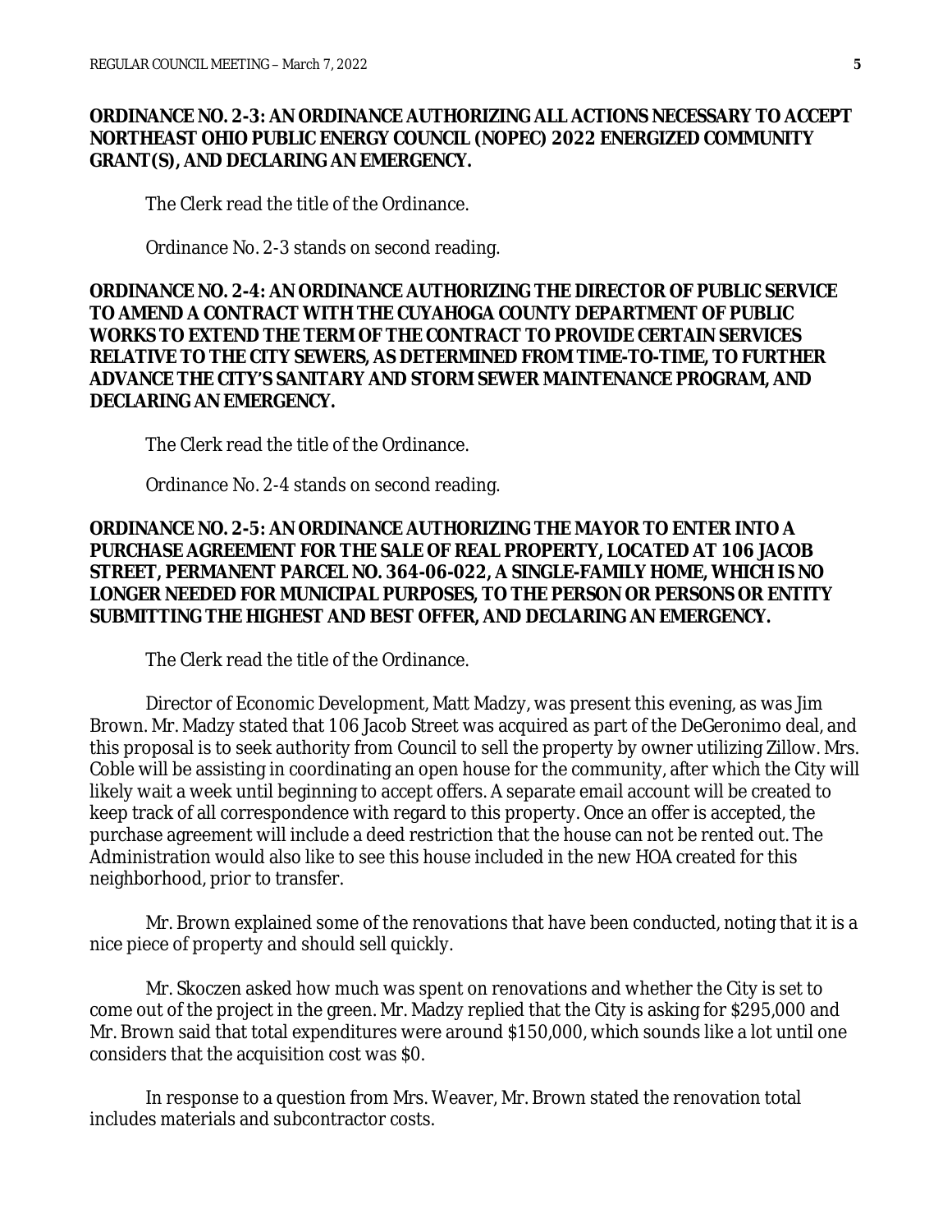**ORDINANCE NO. 2-3: AN ORDINANCE AUTHORIZING ALL ACTIONS NECESSARY TO ACCEPT NORTHEAST OHIO PUBLIC ENERGY COUNCIL (NOPEC) 2022 ENERGIZED COMMUNITY GRANT(S), AND DECLARING AN EMERGENCY.**

The Clerk read the title of the Ordinance.

Ordinance No. 2-3 stands on second reading.

**ORDINANCE NO. 2-4: AN ORDINANCE AUTHORIZING THE DIRECTOR OF PUBLIC SERVICE TO AMEND A CONTRACT WITH THE CUYAHOGA COUNTY DEPARTMENT OF PUBLIC WORKS TO EXTEND THE TERM OF THE CONTRACT TO PROVIDE CERTAIN SERVICES RELATIVE TO THE CITY SEWERS, AS DETERMINED FROM TIME-TO-TIME, TO FURTHER ADVANCE THE CITY'S SANITARY AND STORM SEWER MAINTENANCE PROGRAM, AND DECLARING AN EMERGENCY.**

The Clerk read the title of the Ordinance.

Ordinance No. 2-4 stands on second reading.

**ORDINANCE NO. 2-5: AN ORDINANCE AUTHORIZING THE MAYOR TO ENTER INTO A PURCHASE AGREEMENT FOR THE SALE OF REAL PROPERTY, LOCATED AT 106 JACOB STREET, PERMANENT PARCEL NO. 364-06-022, A SINGLE-FAMILY HOME, WHICH IS NO LONGER NEEDED FOR MUNICIPAL PURPOSES, TO THE PERSON OR PERSONS OR ENTITY SUBMITTING THE HIGHEST AND BEST OFFER, AND DECLARING AN EMERGENCY.**

The Clerk read the title of the Ordinance.

Director of Economic Development, Matt Madzy, was present this evening, as was Jim Brown. Mr. Madzy stated that 106 Jacob Street was acquired as part of the DeGeronimo deal, and this proposal is to seek authority from Council to sell the property by owner utilizing Zillow. Mrs. Coble will be assisting in coordinating an open house for the community, after which the City will likely wait a week until beginning to accept offers. A separate email account will be created to keep track of all correspondence with regard to this property. Once an offer is accepted, the purchase agreement will include a deed restriction that the house can not be rented out. The Administration would also like to see this house included in the new HOA created for this neighborhood, prior to transfer.

Mr. Brown explained some of the renovations that have been conducted, noting that it is a nice piece of property and should sell quickly.

Mr. Skoczen asked how much was spent on renovations and whether the City is set to come out of the project in the green. Mr. Madzy replied that the City is asking for $295,000 and Mr. Brown said that total expenditures were around $150,000, which sounds like a lot until one considers that the acquisition cost was $0.

In response to a question from Mrs. Weaver, Mr. Brown stated the renovation total includes materials and subcontractor costs.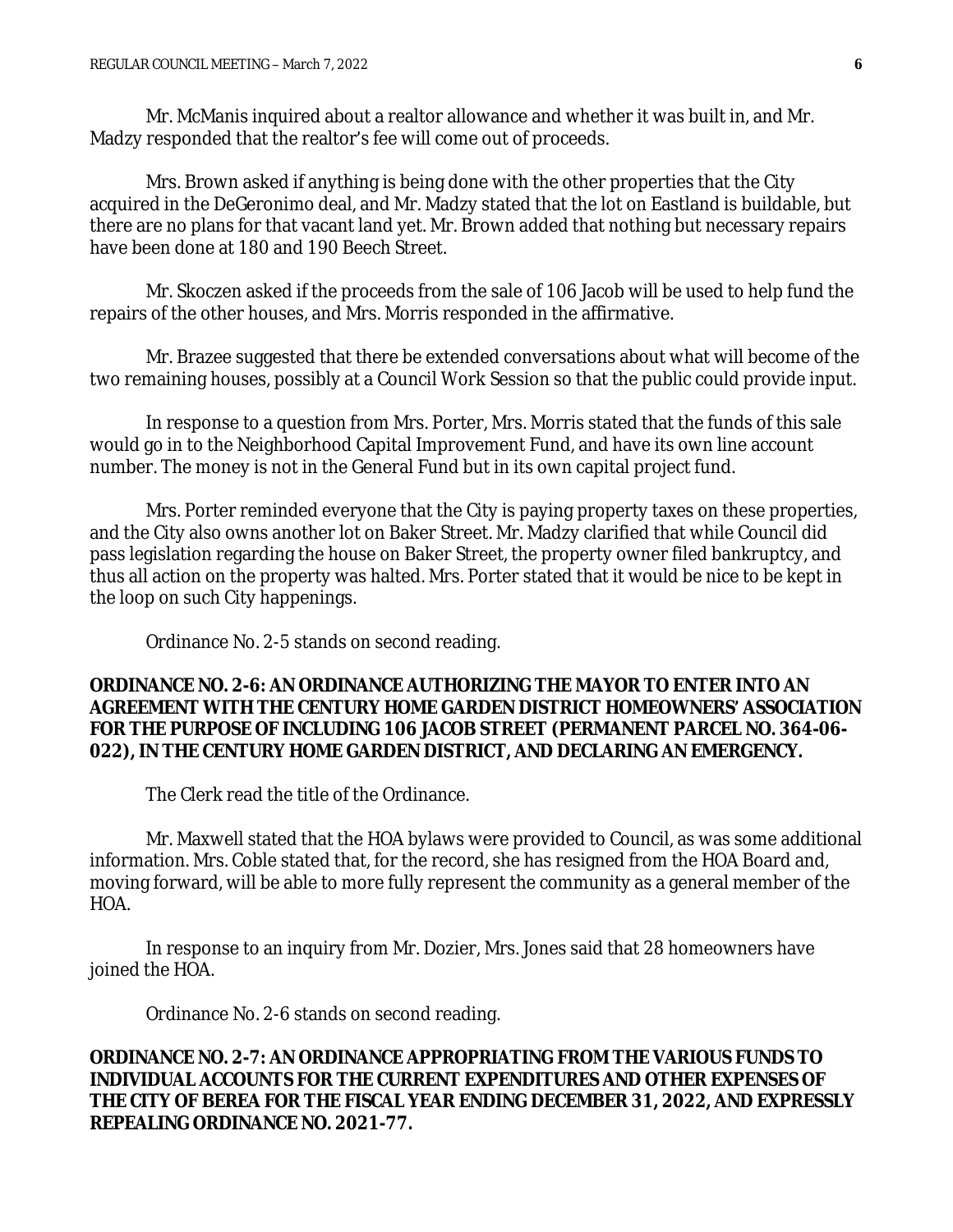Mr. McManis inquired about a realtor allowance and whether it was built in, and Mr. Madzy responded that the realtor's fee will come out of proceeds.

Mrs. Brown asked if anything is being done with the other properties that the City acquired in the DeGeronimo deal, and Mr. Madzy stated that the lot on Eastland is buildable, but there are no plans for that vacant land yet. Mr. Brown added that nothing but necessary repairs have been done at 180 and 190 Beech Street.

Mr. Skoczen asked if the proceeds from the sale of 106 Jacob will be used to help fund the repairs of the other houses, and Mrs. Morris responded in the affirmative.

Mr. Brazee suggested that there be extended conversations about what will become of the two remaining houses, possibly at a Council Work Session so that the public could provide input.

In response to a question from Mrs. Porter, Mrs. Morris stated that the funds of this sale would go in to the Neighborhood Capital Improvement Fund, and have its own line account number. The money is not in the General Fund but in its own capital project fund.

Mrs. Porter reminded everyone that the City is paying property taxes on these properties, and the City also owns another lot on Baker Street. Mr. Madzy clarified that while Council did pass legislation regarding the house on Baker Street, the property owner filed bankruptcy, and thus all action on the property was halted. Mrs. Porter stated that it would be nice to be kept in the loop on such City happenings.

Ordinance No. 2-5 stands on second reading.

**ORDINANCE NO. 2-6: AN ORDINANCE AUTHORIZING THE MAYOR TO ENTER INTO AN AGREEMENT WITH THE CENTURY HOME GARDEN DISTRICT HOMEOWNERS' ASSOCIATION FOR THE PURPOSE OF INCLUDING 106 JACOB STREET (PERMANENT PARCEL NO. 364-06-022), IN THE CENTURY HOME GARDEN DISTRICT, AND DECLARING AN EMERGENCY.**

The Clerk read the title of the Ordinance.

Mr. Maxwell stated that the HOA bylaws were provided to Council, as was some additional information. Mrs. Coble stated that, for the record, she has resigned from the HOA Board and, moving forward, will be able to more fully represent the community as a general member of the HOA.

In response to an inquiry from Mr. Dozier, Mrs. Jones said that 28 homeowners have joined the HOA.

Ordinance No. 2-6 stands on second reading.

**ORDINANCE NO. 2-7: AN ORDINANCE APPROPRIATING FROM THE VARIOUS FUNDS TO INDIVIDUAL ACCOUNTS FOR THE CURRENT EXPENDITURES AND OTHER EXPENSES OF THE CITY OF BEREA FOR THE FISCAL YEAR ENDING DECEMBER 31, 2022, AND EXPRESSLY REPEALING ORDINANCE NO. 2021-77.**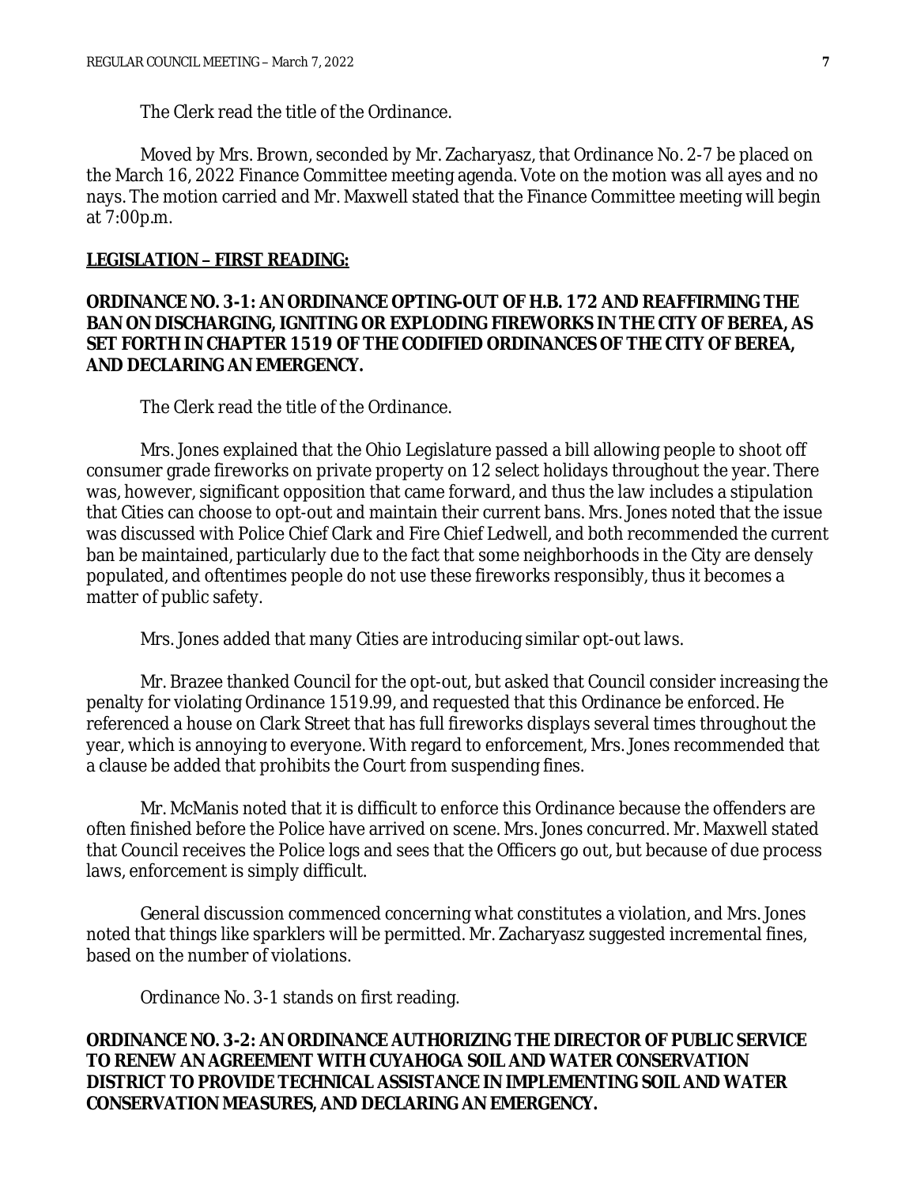The Clerk read the title of the Ordinance.

Moved by Mrs. Brown, seconded by Mr. Zacharyasz, that Ordinance No. 2-7 be placed on the March 16, 2022 Finance Committee meeting agenda. Vote on the motion was all ayes and no nays. The motion carried and Mr. Maxwell stated that the Finance Committee meeting will begin at 7:00p.m.

**LEGISLATION – FIRST READING:**

**ORDINANCE NO. 3-1: AN ORDINANCE OPTING-OUT OF H.B. 172 AND REAFFIRMING THE BAN ON DISCHARGING, IGNITING OR EXPLODING FIREWORKS IN THE CITY OF BEREA, AS SET FORTH IN CHAPTER 1519 OF THE CODIFIED ORDINANCES OF THE CITY OF BEREA, AND DECLARING AN EMERGENCY.**

The Clerk read the title of the Ordinance.

Mrs. Jones explained that the Ohio Legislature passed a bill allowing people to shoot off consumer grade fireworks on private property on 12 select holidays throughout the year. There was, however, significant opposition that came forward, and thus the law includes a stipulation that Cities can choose to opt-out and maintain their current bans. Mrs. Jones noted that the issue was discussed with Police Chief Clark and Fire Chief Ledwell, and both recommended the current ban be maintained, particularly due to the fact that some neighborhoods in the City are densely populated, and oftentimes people do not use these fireworks responsibly, thus it becomes a matter of public safety.

Mrs. Jones added that many Cities are introducing similar opt-out laws.

Mr. Brazee thanked Council for the opt-out, but asked that Council consider increasing the penalty for violating Ordinance 1519.99, and requested that this Ordinance be enforced. He referenced a house on Clark Street that has full fireworks displays several times throughout the year, which is annoying to everyone. With regard to enforcement, Mrs. Jones recommended that a clause be added that prohibits the Court from suspending fines.

Mr. McManis noted that it is difficult to enforce this Ordinance because the offenders are often finished before the Police have arrived on scene. Mrs. Jones concurred. Mr. Maxwell stated that Council receives the Police logs and sees that the Officers go out, but because of due process laws, enforcement is simply difficult.

General discussion commenced concerning what constitutes a violation, and Mrs. Jones noted that things like sparklers will be permitted. Mr. Zacharyasz suggested incremental fines, based on the number of violations.

Ordinance No. 3-1 stands on first reading.

**ORDINANCE NO. 3-2: AN ORDINANCE AUTHORIZING THE DIRECTOR OF PUBLIC SERVICE TO RENEW AN AGREEMENT WITH CUYAHOGA SOIL AND WATER CONSERVATION DISTRICT TO PROVIDE TECHNICAL ASSISTANCE IN IMPLEMENTING SOIL AND WATER CONSERVATION MEASURES, AND DECLARING AN EMERGENCY.**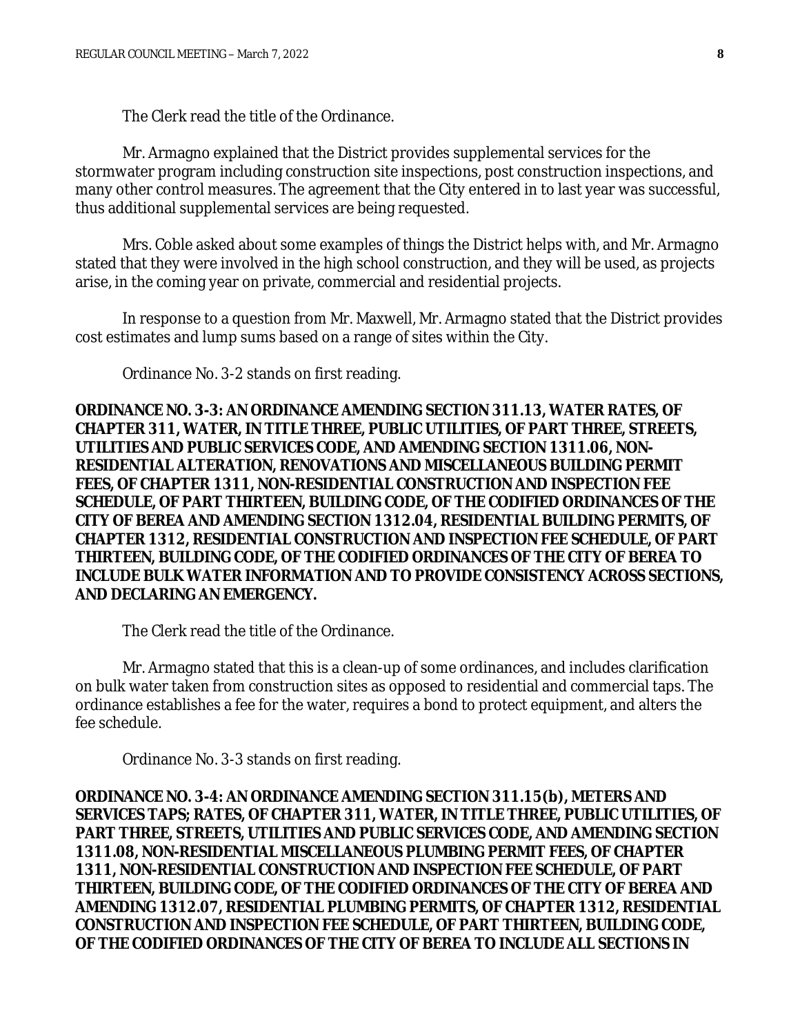The Clerk read the title of the Ordinance.

Mr. Armagno explained that the District provides supplemental services for the stormwater program including construction site inspections, post construction inspections, and many other control measures. The agreement that the City entered in to last year was successful, thus additional supplemental services are being requested.

Mrs. Coble asked about some examples of things the District helps with, and Mr. Armagno stated that they were involved in the high school construction, and they will be used, as projects arise, in the coming year on private, commercial and residential projects.

In response to a question from Mr. Maxwell, Mr. Armagno stated that the District provides cost estimates and lump sums based on a range of sites within the City.

Ordinance No. 3-2 stands on first reading.

**ORDINANCE NO. 3-3: AN ORDINANCE AMENDING SECTION 311.13, WATER RATES, OF CHAPTER 311, WATER, IN TITLE THREE, PUBLIC UTILITIES, OF PART THREE, STREETS, UTILITIES AND PUBLIC SERVICES CODE, AND AMENDING SECTION 1311.06, NON-RESIDENTIAL ALTERATION, RENOVATIONS AND MISCELLANEOUS BUILDING PERMIT FEES, OF CHAPTER 1311, NON-RESIDENTIAL CONSTRUCTION AND INSPECTION FEE SCHEDULE, OF PART THIRTEEN, BUILDING CODE, OF THE CODIFIED ORDINANCES OF THE CITY OF BEREA AND AMENDING SECTION 1312.04, RESIDENTIAL BUILDING PERMITS, OF CHAPTER 1312, RESIDENTIAL CONSTRUCTION AND INSPECTION FEE SCHEDULE, OF PART THIRTEEN, BUILDING CODE, OF THE CODIFIED ORDINANCES OF THE CITY OF BEREA TO INCLUDE BULK WATER INFORMATION AND TO PROVIDE CONSISTENCY ACROSS SECTIONS, AND DECLARING AN EMERGENCY.**

The Clerk read the title of the Ordinance.

Mr. Armagno stated that this is a clean-up of some ordinances, and includes clarification on bulk water taken from construction sites as opposed to residential and commercial taps. The ordinance establishes a fee for the water, requires a bond to protect equipment, and alters the fee schedule.

Ordinance No. 3-3 stands on first reading.

**ORDINANCE NO. 3-4: AN ORDINANCE AMENDING SECTION 311.15(b), METERS AND SERVICES TAPS; RATES, OF CHAPTER 311, WATER, IN TITLE THREE, PUBLIC UTILITIES, OF PART THREE, STREETS, UTILITIES AND PUBLIC SERVICES CODE, AND AMENDING SECTION 1311.08, NON-RESIDENTIAL MISCELLANEOUS PLUMBING PERMIT FEES, OF CHAPTER 1311, NON-RESIDENTIAL CONSTRUCTION AND INSPECTION FEE SCHEDULE, OF PART THIRTEEN, BUILDING CODE, OF THE CODIFIED ORDINANCES OF THE CITY OF BEREA AND AMENDING 1312.07, RESIDENTIAL PLUMBING PERMITS, OF CHAPTER 1312, RESIDENTIAL CONSTRUCTION AND INSPECTION FEE SCHEDULE, OF PART THIRTEEN, BUILDING CODE, OF THE CODIFIED ORDINANCES OF THE CITY OF BEREA TO INCLUDE ALL SECTIONS IN**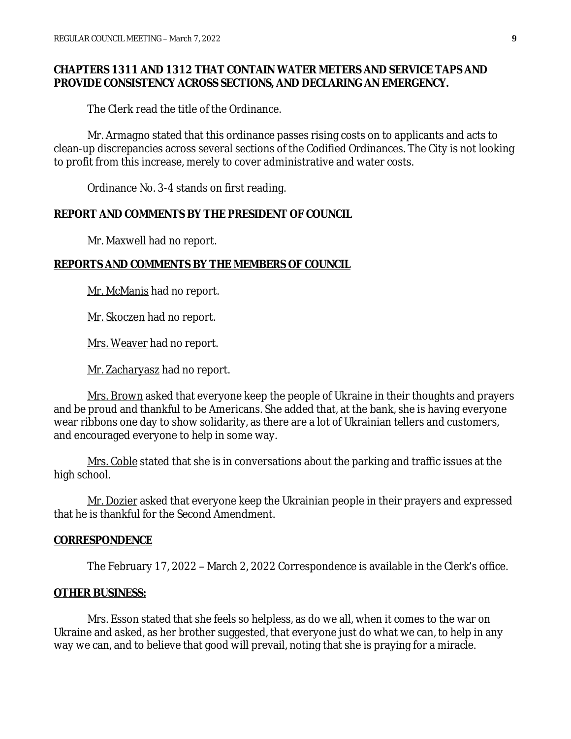**CHAPTERS 1311 AND 1312 THAT CONTAIN WATER METERS AND SERVICE TAPS AND PROVIDE CONSISTENCY ACROSS SECTIONS, AND DECLARING AN EMERGENCY.**

The Clerk read the title of the Ordinance.

Mr. Armagno stated that this ordinance passes rising costs on to applicants and acts to clean-up discrepancies across several sections of the Codified Ordinances. The City is not looking to profit from this increase, merely to cover administrative and water costs.

Ordinance No. 3-4 stands on first reading.

**REPORT AND COMMENTS BY THE PRESIDENT OF COUNCIL**

Mr. Maxwell had no report.

**REPORTS AND COMMENTS BY THE MEMBERS OF COUNCIL**

Mr. McManis had no report.

Mr. Skoczen had no report.

Mrs. Weaver had no report.

Mr. Zacharyasz had no report.

Mrs. Brown asked that everyone keep the people of Ukraine in their thoughts and prayers and be proud and thankful to be Americans. She added that, at the bank, she is having everyone wear ribbons one day to show solidarity, as there are a lot of Ukrainian tellers and customers, and encouraged everyone to help in some way.

Mrs. Coble stated that she is in conversations about the parking and traffic issues at the high school.

Mr. Dozier asked that everyone keep the Ukrainian people in their prayers and expressed that he is thankful for the Second Amendment.

**CORRESPONDENCE**

The February 17, 2022 – March 2, 2022 Correspondence is available in the Clerk's office.

**OTHER BUSINESS:**

Mrs. Esson stated that she feels so helpless, as do we all, when it comes to the war on Ukraine and asked, as her brother suggested, that everyone just do what we can, to help in any way we can, and to believe that good will prevail, noting that she is praying for a miracle.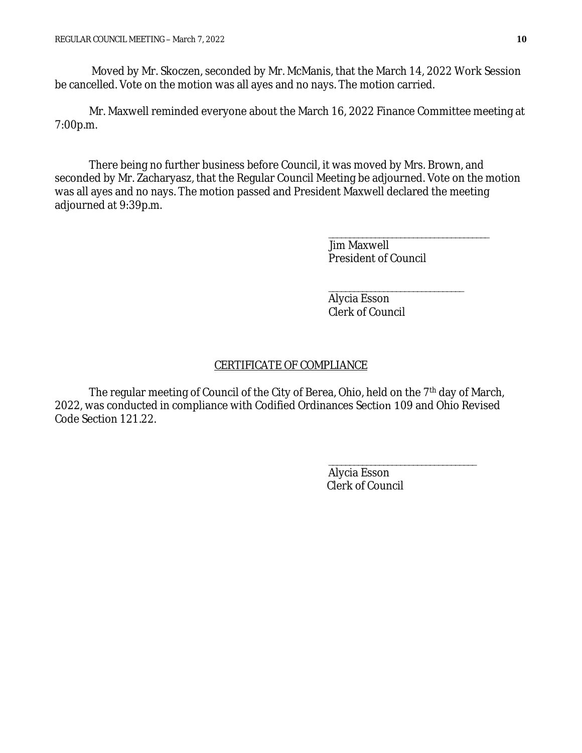Moved by Mr. Skoczen, seconded by Mr. McManis, that the March 14, 2022 Work Session be cancelled. Vote on the motion was all ayes and no nays. The motion carried.

Mr. Maxwell reminded everyone about the March 16, 2022 Finance Committee meeting at 7:00p.m.

There being no further business before Council, it was moved by Mrs. Brown, and seconded by Mr. Zacharyasz, that the Regular Council Meeting be adjourned. Vote on the motion was all ayes and no nays. The motion passed and President Maxwell declared the meeting adjourned at 9:39p.m.

\_\_\_\_\_\_\_\_\_\_\_\_\_\_\_\_\_\_\_\_\_\_\_\_\_\_\_\_\_\_\_\_\_\_

Jim Maxwell
President of Council

\_\_\_\_\_\_\_\_\_\_\_\_\_\_\_\_\_\_\_\_\_\_\_\_\_\_\_\_\_\_

Alycia Esson
Clerk of Council

## CERTIFICATE OF COMPLIANCE

The regular meeting of Council of the City of Berea, Ohio, held on the 7th day of March, 2022, was conducted in compliance with Codified Ordinances Section 109 and Ohio Revised Code Section 121.22.

\_\_\_\_\_\_\_\_\_\_\_\_\_\_\_\_\_\_\_\_\_\_\_\_\_\_\_\_\_\_\_\_

Alycia Esson
Clerk of Council